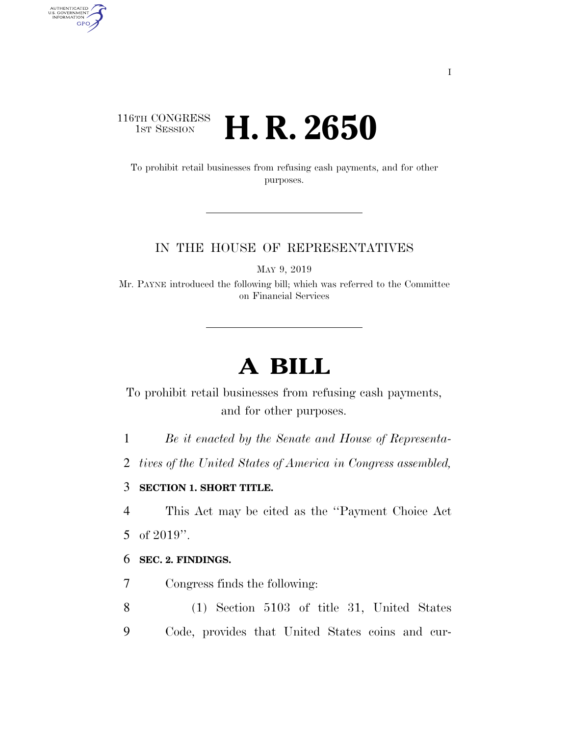116TH CONGRESS
1ST SESSION

# H. R. 2650

To prohibit retail businesses from refusing cash payments, and for other purposes.

IN THE HOUSE OF REPRESENTATIVES

MAY 9, 2019

Mr. PAYNE introduced the following bill; which was referred to the Committee on Financial Services

# A BILL

To prohibit retail businesses from refusing cash payments, and for other purposes.

1 *Be it enacted by the Senate and House of Representa-*
2 *tives of the United States of America in Congress assembled,*

3 **SECTION 1. SHORT TITLE.**

4 This Act may be cited as the ''Payment Choice Act
5 of 2019''.

6 **SEC. 2. FINDINGS.**

7 Congress finds the following:

8 (1) Section 5103 of title 31, United States
9 Code, provides that United States coins and cur-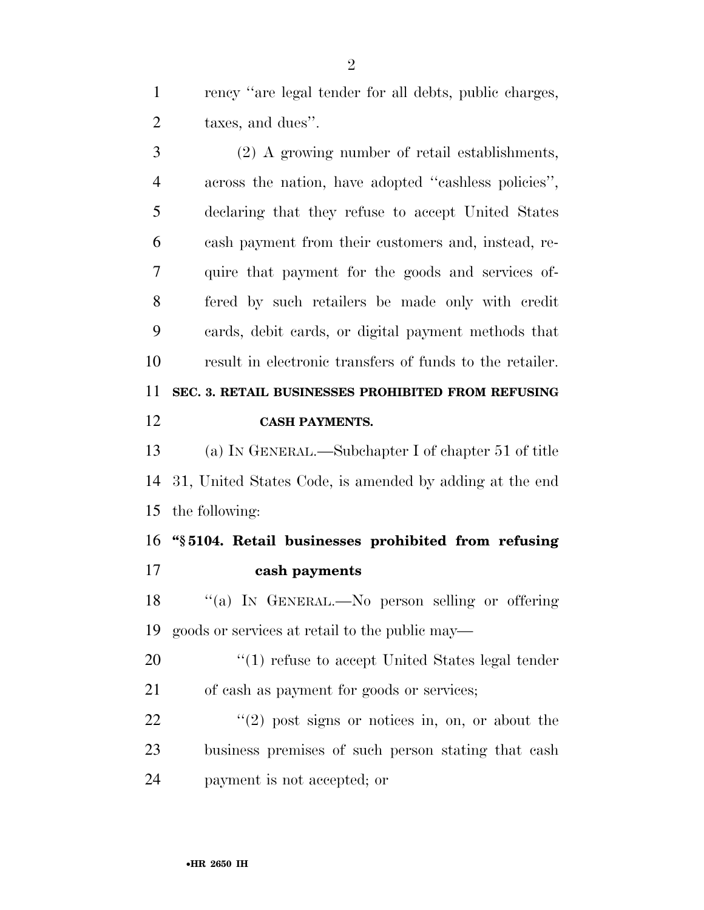rency "are legal tender for all debts, public charges, taxes, and dues".

(2) A growing number of retail establishments, across the nation, have adopted "cashless policies", declaring that they refuse to accept United States cash payment from their customers and, instead, require that payment for the goods and services offered by such retailers be made only with credit cards, debit cards, or digital payment methods that result in electronic transfers of funds to the retailer.

**SEC. 3. RETAIL BUSINESSES PROHIBITED FROM REFUSING CASH PAYMENTS.**

(a) IN GENERAL.—Subchapter I of chapter 51 of title 31, United States Code, is amended by adding at the end the following:

**"§ 5104. Retail businesses prohibited from refusing cash payments**

"(a) IN GENERAL.—No person selling or offering goods or services at retail to the public may—

"(1) refuse to accept United States legal tender of cash as payment for goods or services;

"(2) post signs or notices in, on, or about the business premises of such person stating that cash payment is not accepted; or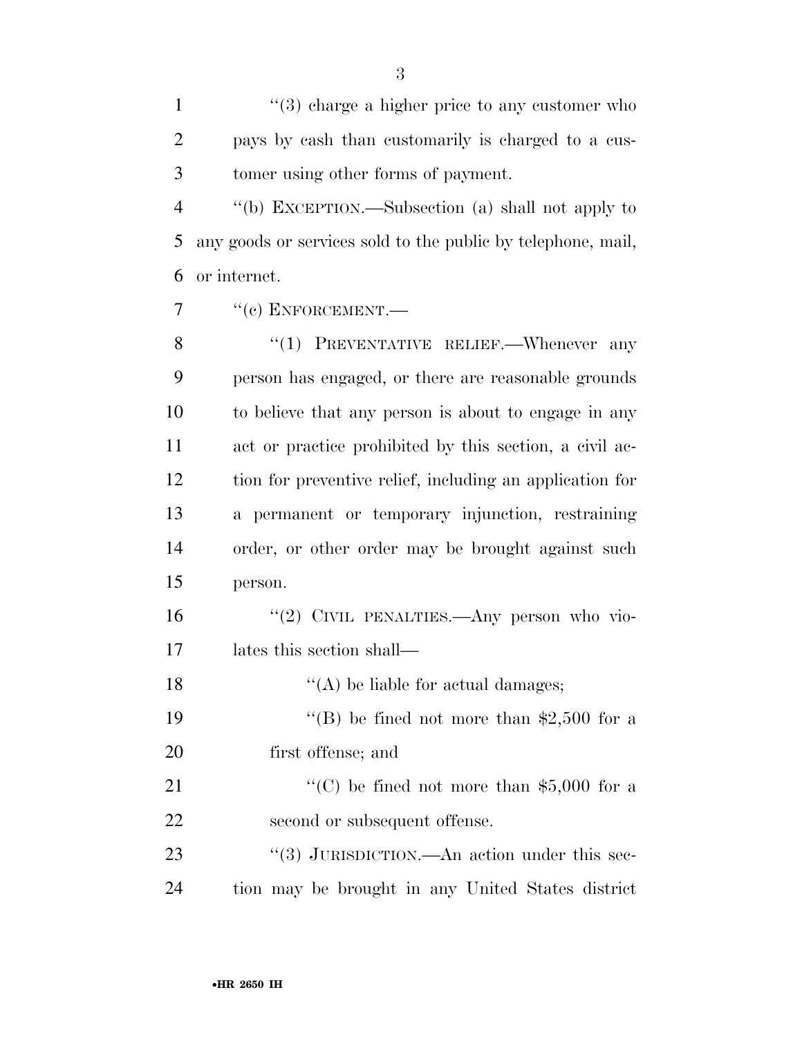''(3) charge a higher price to any customer who pays by cash than customarily is charged to a customer using other forms of payment.

''(b) EXCEPTION.—Subsection (a) shall not apply to any goods or services sold to the public by telephone, mail, or internet.

''(c) ENFORCEMENT.—

''(1) PREVENTATIVE RELIEF.—Whenever any person has engaged, or there are reasonable grounds to believe that any person is about to engage in any act or practice prohibited by this section, a civil action for preventive relief, including an application for a permanent or temporary injunction, restraining order, or other order may be brought against such person.

''(2) CIVIL PENALTIES.—Any person who violates this section shall—

''(A) be liable for actual damages;

''(B) be fined not more than $2,500 for a first offense; and

''(C) be fined not more than $5,000 for a second or subsequent offense.

''(3) JURISDICTION.—An action under this section may be brought in any United States district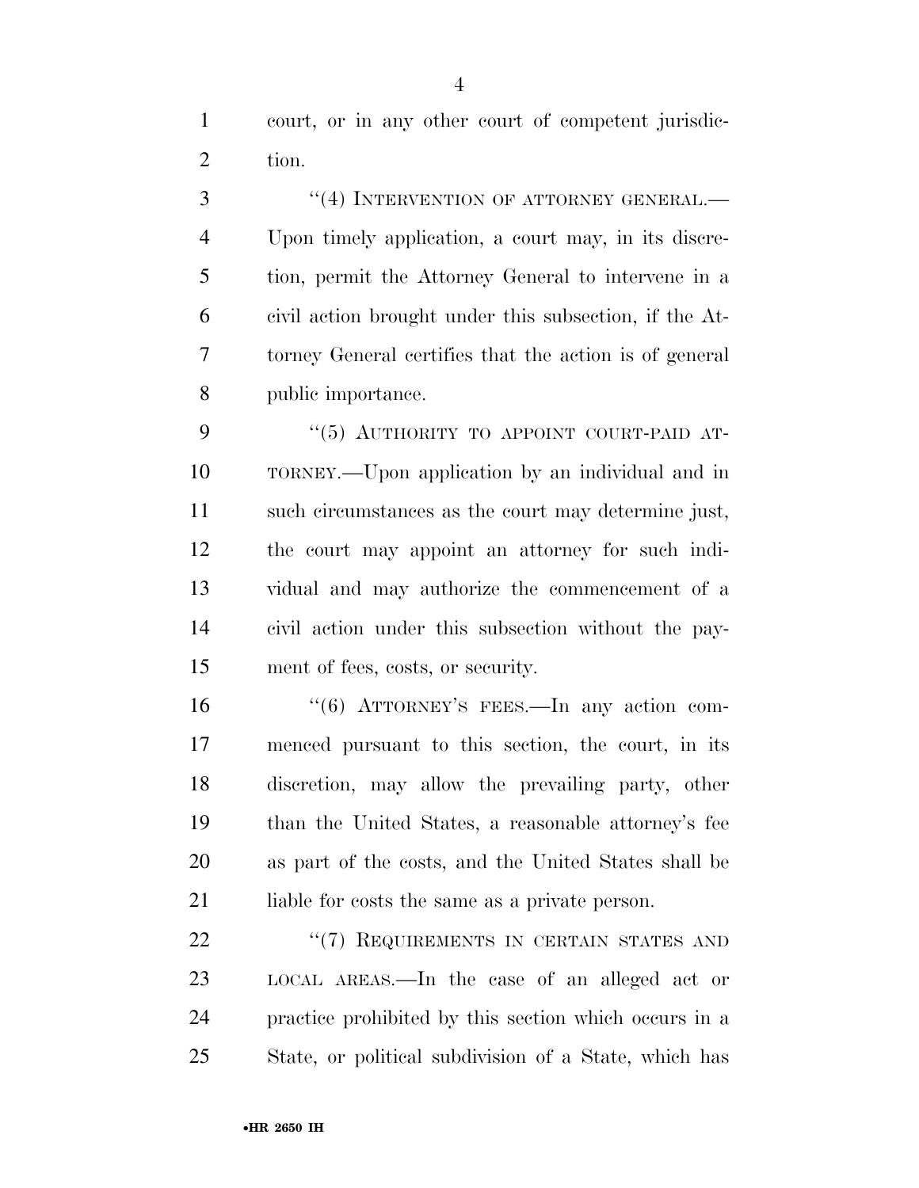court, or in any other court of competent jurisdiction.

"(4) INTERVENTION OF ATTORNEY GENERAL.—Upon timely application, a court may, in its discretion, permit the Attorney General to intervene in a civil action brought under this subsection, if the Attorney General certifies that the action is of general public importance.

"(5) AUTHORITY TO APPOINT COURT-PAID ATTORNEY.—Upon application by an individual and in such circumstances as the court may determine just, the court may appoint an attorney for such individual and may authorize the commencement of a civil action under this subsection without the payment of fees, costs, or security.

"(6) ATTORNEY'S FEES.—In any action commenced pursuant to this section, the court, in its discretion, may allow the prevailing party, other than the United States, a reasonable attorney's fee as part of the costs, and the United States shall be liable for costs the same as a private person.

"(7) REQUIREMENTS IN CERTAIN STATES AND LOCAL AREAS.—In the case of an alleged act or practice prohibited by this section which occurs in a State, or political subdivision of a State, which has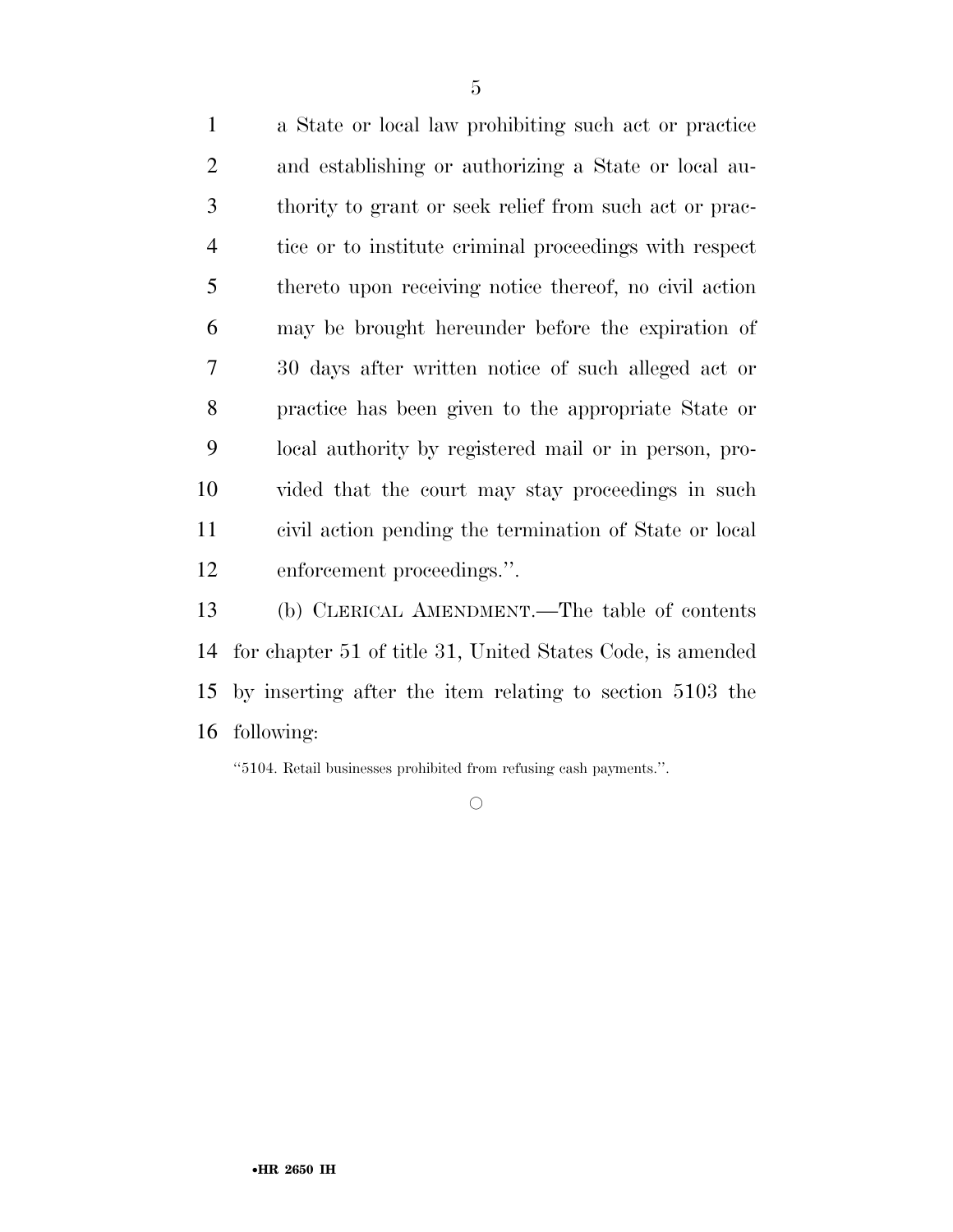a State or local law prohibiting such act or practice and establishing or authorizing a State or local authority to grant or seek relief from such act or practice or to institute criminal proceedings with respect thereto upon receiving notice thereof, no civil action may be brought hereunder before the expiration of 30 days after written notice of such alleged act or practice has been given to the appropriate State or local authority by registered mail or in person, provided that the court may stay proceedings in such civil action pending the termination of State or local enforcement proceedings.''.

(b) CLERICAL AMENDMENT.—The table of contents for chapter 51 of title 31, United States Code, is amended by inserting after the item relating to section 5103 the following:

''5104. Retail businesses prohibited from refusing cash payments.''.

○